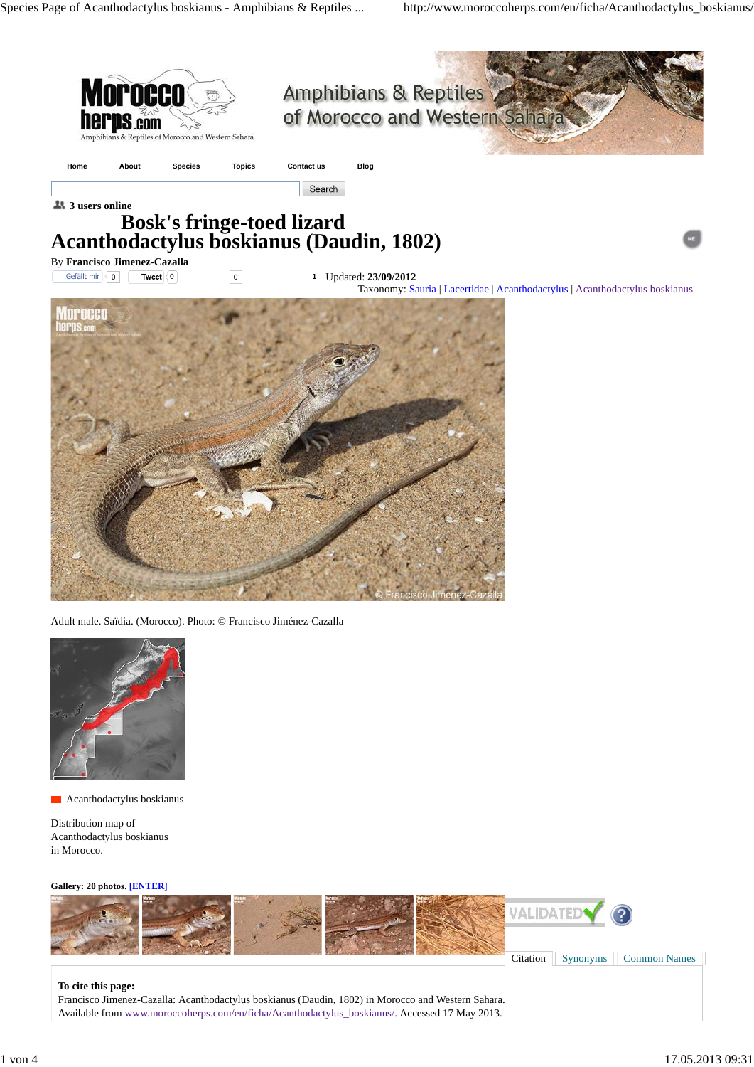Home | About | Species | Topics | Contact us | Blog

Search

3 users online

# Bosk's fringe-toed lizard
# Acanthodactylus boskianus (Daudin, 1802)

By **Francisco Jimenez-Cazalla**

Gefällt mir 0 | Tweet 0 | 0 | 1

Updated: **23/09/2012**

Taxonomy: Sauria | Lacertidae | Acanthodactylus | Acanthodactylus boskianus

Adult male. Saïdia. (Morocco). Photo: © Francisco Jiménez-Cazalla

Acanthodactylus boskianus

Distribution map of Acanthodactylus boskianus in Morocco.

**Gallery: 20 photos. [ENTER]**

VALIDATED

Citation | Synonyms | Common Names

**To cite this page:**
Francisco Jimenez-Cazalla: Acanthodactylus boskianus (Daudin, 1802) in Morocco and Western Sahara. Available from www.moroccoherps.com/en/ficha/Acanthodactylus_boskianus/. Accessed 17 May 2013.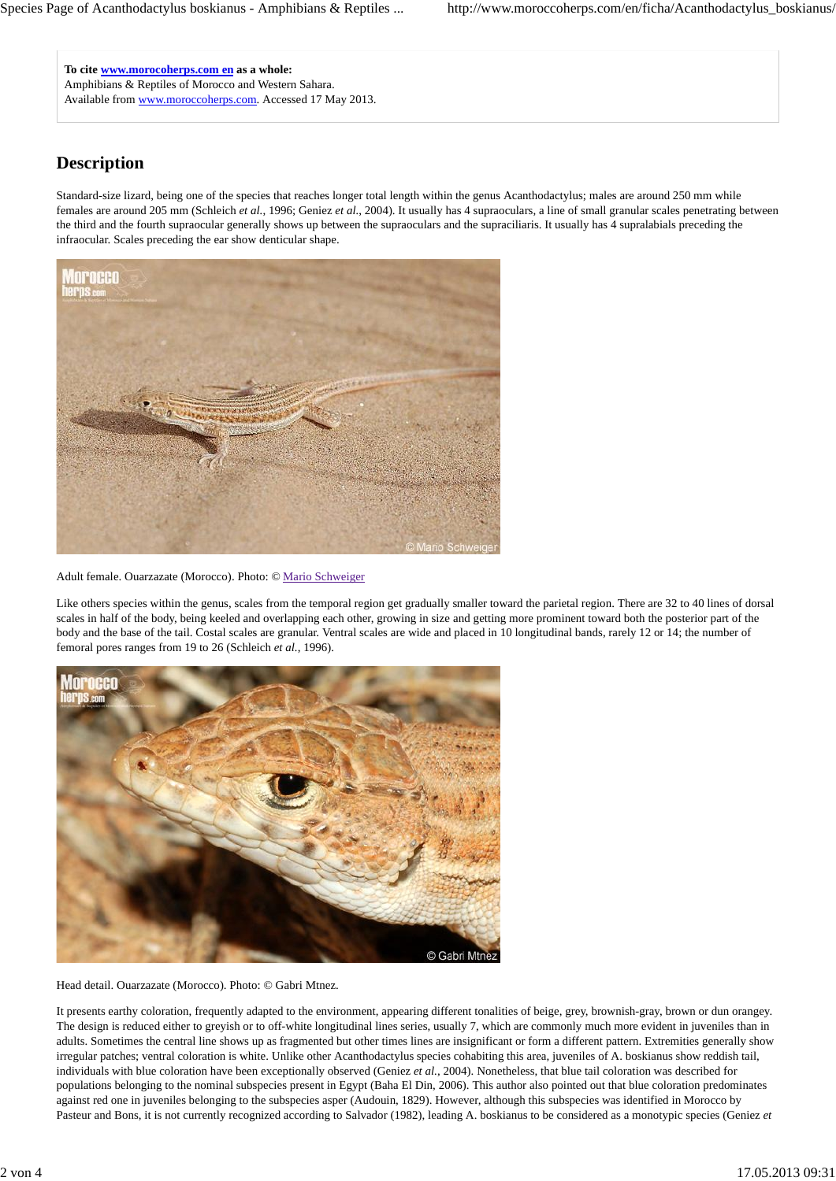**To cite [www.morocoherps.com en](http://www.moroccoherps.com) as a whole:**
Amphibians & Reptiles of Morocco and Western Sahara.
Available from [www.moroccoherps.com](http://www.moroccoherps.com). Accessed 17 May 2013.

## Description

Standard-size lizard, being one of the species that reaches longer total length within the genus Acanthodactylus; males are around 250 mm while females are around 205 mm (Schleich *et al.*, 1996; Geniez *et al.*, 2004). It usually has 4 supraoculars, a line of small granular scales penetrating between the third and the fourth supraocular generally shows up between the supraoculars and the supraciliaris. It usually has 4 supralabials preceding the infraocular. Scales preceding the ear show denticular shape.

Adult female. Ouarzazate (Morocco). Photo: © Mario Schweiger

Like others species within the genus, scales from the temporal region get gradually smaller toward the parietal region. There are 32 to 40 lines of dorsal scales in half of the body, being keeled and overlapping each other, growing in size and getting more prominent toward both the posterior part of the body and the base of the tail. Costal scales are granular. Ventral scales are wide and placed in 10 longitudinal bands, rarely 12 or 14; the number of femoral pores ranges from 19 to 26 (Schleich *et al.*, 1996).

Head detail. Ouarzazate (Morocco). Photo: © Gabri Mtnez.

It presents earthy coloration, frequently adapted to the environment, appearing different tonalities of beige, grey, brownish-gray, brown or dun orangey. The design is reduced either to greyish or to off-white longitudinal lines series, usually 7, which are commonly much more evident in juveniles than in adults. Sometimes the central line shows up as fragmented but other times lines are insignificant or form a different pattern. Extremities generally show irregular patches; ventral coloration is white. Unlike other Acanthodactylus species cohabiting this area, juveniles of A. boskianus show reddish tail, individuals with blue coloration have been exceptionally observed (Geniez *et al.*, 2004). Nonetheless, that blue tail coloration was described for populations belonging to the nominal subspecies present in Egypt (Baha El Din, 2006). This author also pointed out that blue coloration predominates against red one in juveniles belonging to the subspecies asper (Audouin, 1829). However, although this subspecies was identified in Morocco by Pasteur and Bons, it is not currently recognized according to Salvador (1982), leading A. boskianus to be considered as a monotypic species (Geniez *et*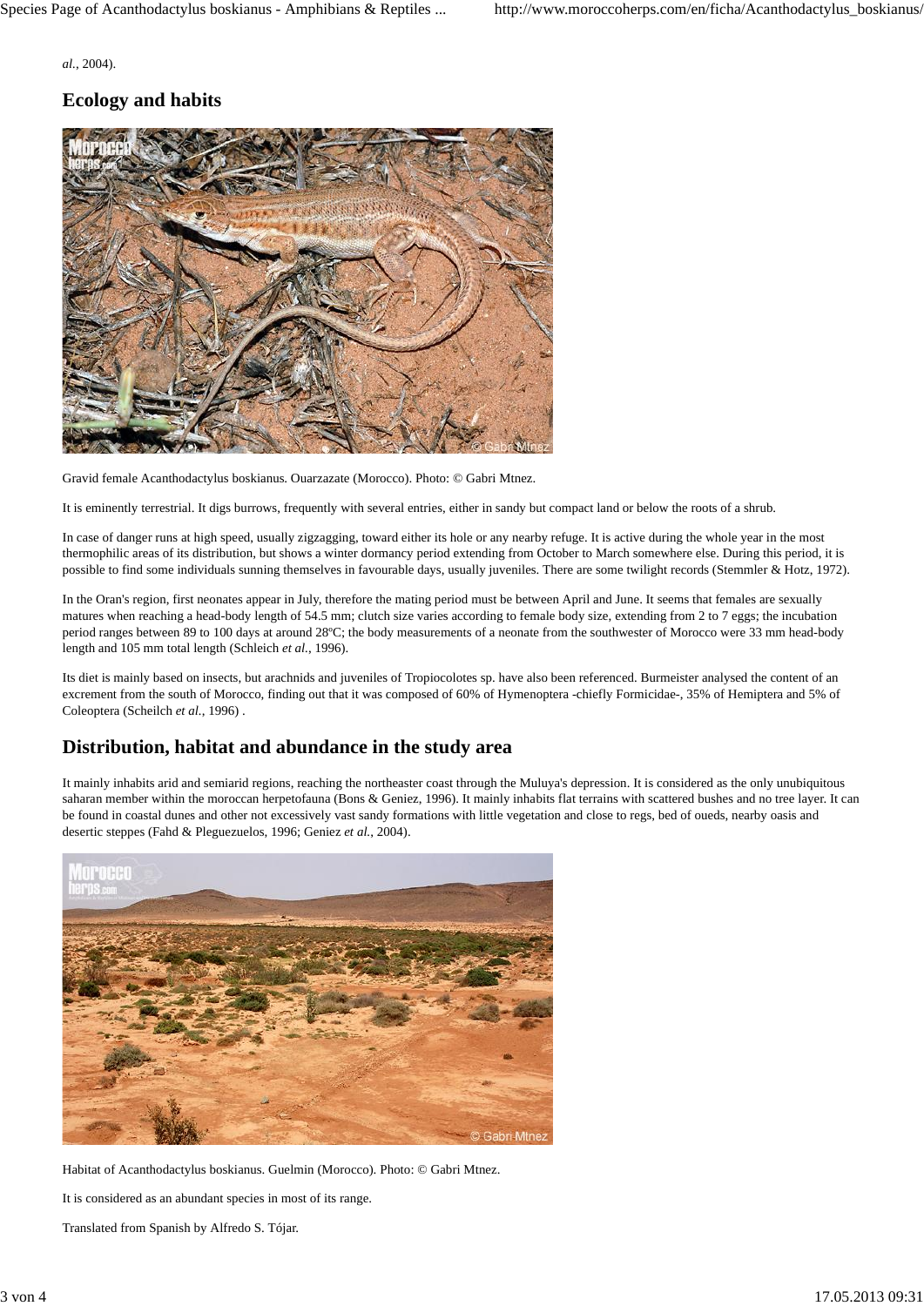*al.*, 2004).

## Ecology and habits

Gravid female Acanthodactylus boskianus. Ouarzazate (Morocco). Photo: © Gabri Mtnez.

It is eminently terrestrial. It digs burrows, frequently with several entries, either in sandy but compact land or below the roots of a shrub.

In case of danger runs at high speed, usually zigzagging, toward either its hole or any nearby refuge. It is active during the whole year in the most thermophilic areas of its distribution, but shows a winter dormancy period extending from October to March somewhere else. During this period, it is possible to find some individuals sunning themselves in favourable days, usually juveniles. There are some twilight records (Stemmler & Hotz, 1972).

In the Oran's region, first neonates appear in July, therefore the mating period must be between April and June. It seems that females are sexually matures when reaching a head-body length of 54.5 mm; clutch size varies according to female body size, extending from 2 to 7 eggs; the incubation period ranges between 89 to 100 days at around 28ºC; the body measurements of a neonate from the southwester of Morocco were 33 mm head-body length and 105 mm total length (Schleich *et al.*, 1996).

Its diet is mainly based on insects, but arachnids and juveniles of Tropiocolotes sp. have also been referenced. Burmeister analysed the content of an excrement from the south of Morocco, finding out that it was composed of 60% of Hymenoptera -chiefly Formicidae-, 35% of Hemiptera and 5% of Coleoptera (Scheilch *et al.*, 1996) .

## Distribution, habitat and abundance in the study area

It mainly inhabits arid and semiarid regions, reaching the northeaster coast through the Muluya's depression. It is considered as the only unubiquitous saharan member within the moroccan herpetofauna (Bons & Geniez, 1996). It mainly inhabits flat terrains with scattered bushes and no tree layer. It can be found in coastal dunes and other not excessively vast sandy formations with little vegetation and close to regs, bed of oueds, nearby oasis and desertic steppes (Fahd & Pleguezuelos, 1996; Geniez *et al.*, 2004).

Habitat of Acanthodactylus boskianus. Guelmin (Morocco). Photo: © Gabri Mtnez.

It is considered as an abundant species in most of its range.

Translated from Spanish by Alfredo S. Tójar.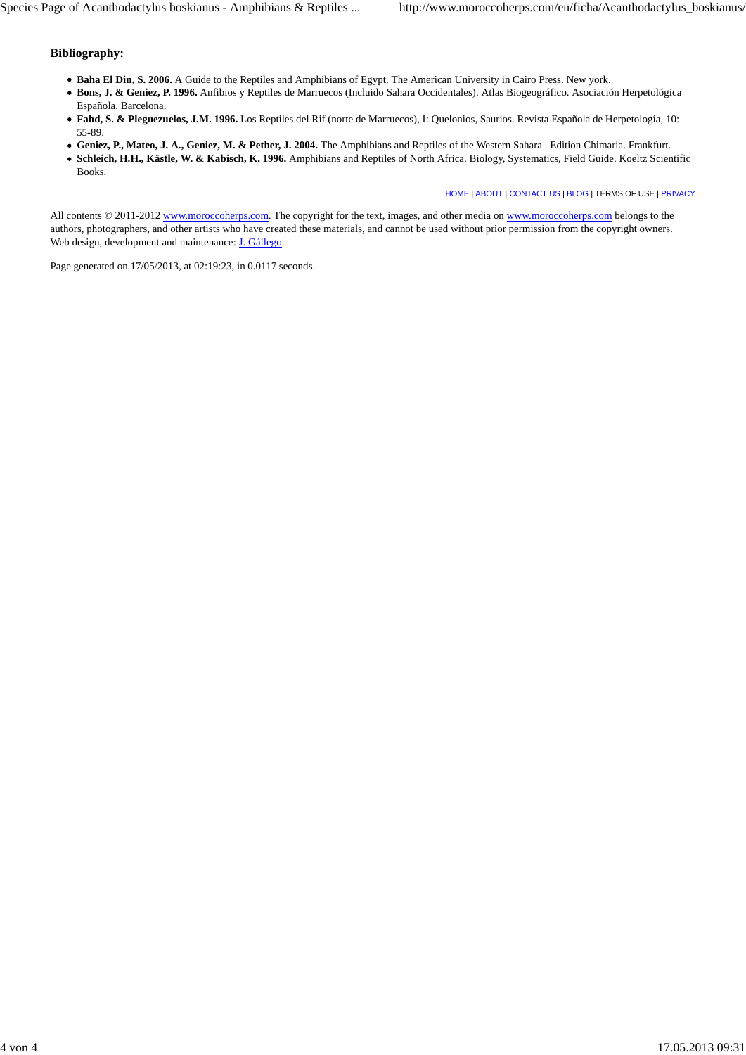## Bibliography:

- **Baha El Din, S. 2006.** A Guide to the Reptiles and Amphibians of Egypt. The American University in Cairo Press. New york.
- **Bons, J. & Geniez, P. 1996.** Anfibios y Reptiles de Marruecos (Incluido Sahara Occidentales). Atlas Biogeográfico. Asociación Herpetológica Española. Barcelona.
- **Fahd, S. & Pleguezuelos, J.M. 1996.** Los Reptiles del Rif (norte de Marruecos), I: Quelonios, Saurios. Revista Española de Herpetología, 10: 55-89.
- **Geniez, P., Mateo, J. A., Geniez, M. & Pether, J. 2004.** The Amphibians and Reptiles of the Western Sahara . Edition Chimaria. Frankfurt.
- **Schleich, H.H., Kästle, W. & Kabisch, K. 1996.** Amphibians and Reptiles of North Africa. Biology, Systematics, Field Guide. Koeltz Scientific Books.

HOME | ABOUT | CONTACT US | BLOG | TERMS OF USE | PRIVACY

All contents © 2011-2012 www.moroccoherps.com. The copyright for the text, images, and other media on www.moroccoherps.com belongs to the authors, photographers, and other artists who have created these materials, and cannot be used without prior permission from the copyright owners. Web design, development and maintenance: J. Gállego.

Page generated on 17/05/2013, at 02:19:23, in 0.0117 seconds.